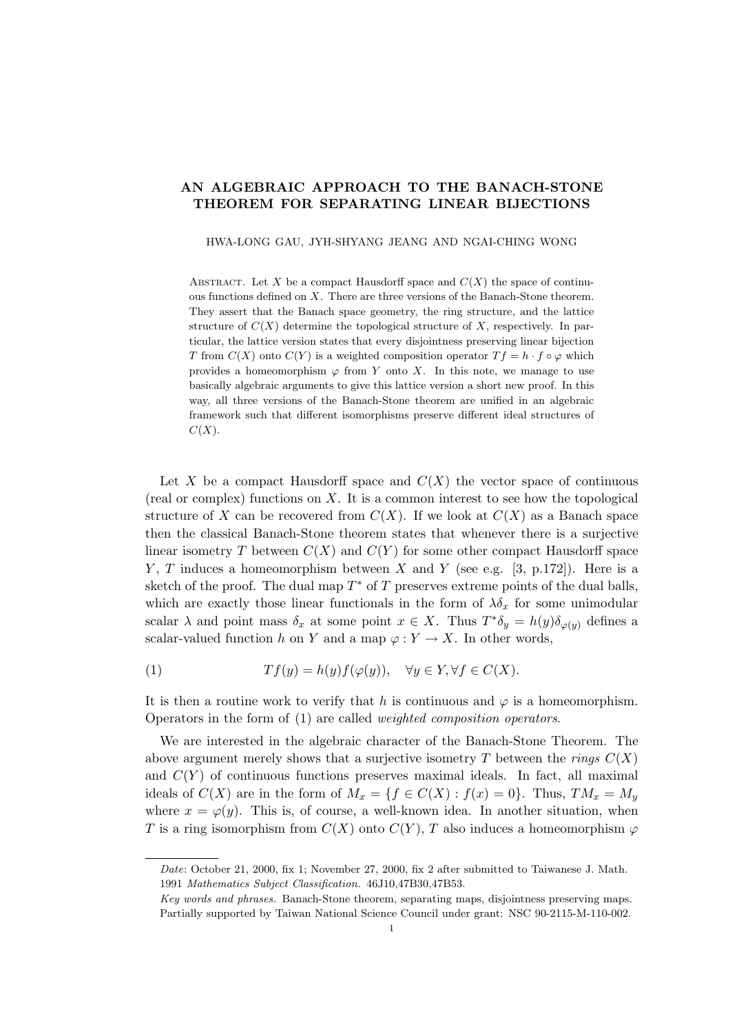# AN ALGEBRAIC APPROACH TO THE BANACH-STONE THEOREM FOR SEPARATING LINEAR BIJECTIONS

HWA-LONG GAU, JYH-SHYANG JEANG AND NGAI-CHING WONG

Abstract. Let $X$ be a compact Hausdorff space and $C(X)$ the space of continuous functions defined on $X$. There are three versions of the Banach-Stone theorem. They assert that the Banach space geometry, the ring structure, and the lattice structure of $C(X)$ determine the topological structure of $X$, respectively. In particular, the lattice version states that every disjointness preserving linear bijection $T$ from $C(X)$ onto $C(Y)$ is a weighted composition operator $Tf = h \cdot f \circ \varphi$ which provides a homeomorphism $\varphi$ from $Y$ onto $X$. In this note, we manage to use basically algebraic arguments to give this lattice version a short new proof. In this way, all three versions of the Banach-Stone theorem are unified in an algebraic framework such that different isomorphisms preserve different ideal structures of $C(X)$.

Let $X$ be a compact Hausdorff space and $C(X)$ the vector space of continuous (real or complex) functions on $X$. It is a common interest to see how the topological structure of $X$ can be recovered from $C(X)$. If we look at $C(X)$ as a Banach space then the classical Banach-Stone theorem states that whenever there is a surjective linear isometry $T$ between $C(X)$ and $C(Y)$ for some other compact Hausdorff space $Y$, $T$ induces a homeomorphism between $X$ and $Y$ (see e.g. [3, p.172]). Here is a sketch of the proof. The dual map $T^*$ of $T$ preserves extreme points of the dual balls, which are exactly those linear functionals in the form of $\lambda\delta_x$ for some unimodular scalar $\lambda$ and point mass $\delta_x$ at some point $x \in X$. Thus $T^*\delta_y = h(y)\delta_{\varphi(y)}$ defines a scalar-valued function $h$ on $Y$ and a map $\varphi : Y \to X$. In other words,

$$Tf(y) = h(y)f(\varphi(y)), \quad \forall y \in Y, \forall f \in C(X). \tag{1}$$

It is then a routine work to verify that $h$ is continuous and $\varphi$ is a homeomorphism. Operators in the form of (1) are called *weighted composition operators*.

We are interested in the algebraic character of the Banach-Stone Theorem. The above argument merely shows that a surjective isometry $T$ between the *rings* $C(X)$ and $C(Y)$ of continuous functions preserves maximal ideals. In fact, all maximal ideals of $C(X)$ are in the form of $M_x = \{f \in C(X) : f(x) = 0\}$. Thus, $TM_x = M_y$ where $x = \varphi(y)$. This is, of course, a well-known idea. In another situation, when $T$ is a ring isomorphism from $C(X)$ onto $C(Y)$, $T$ also induces a homeomorphism $\varphi$

---

*Date*: October 21, 2000, fix 1; November 27, 2000, fix 2 after submitted to Taiwanese J. Math.

1991 *Mathematics Subject Classification.* 46J10,47B30,47B53.

*Key words and phrases.* Banach-Stone theorem, separating maps, disjointness preserving maps.

Partially supported by Taiwan National Science Council under grant: NSC 90-2115-M-110-002.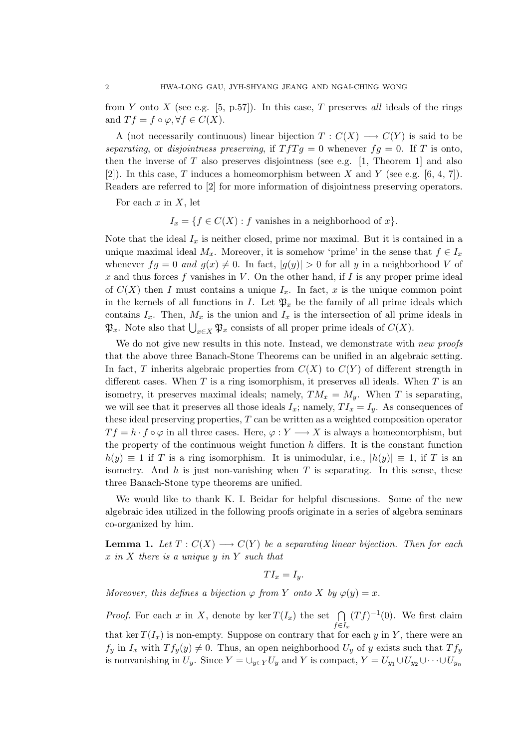from $Y$ onto $X$ (see e.g. [5, p.57]). In this case, $T$ preserves *all* ideals of the rings and $Tf = f \circ \varphi, \forall f \in C(X)$.

A (not necessarily continuous) linear bijection $T : C(X) \longrightarrow C(Y)$ is said to be *separating*, or *disjointness preserving*, if $TfTg = 0$ whenever $fg = 0$. If $T$ is onto, then the inverse of $T$ also preserves disjointness (see e.g. [1, Theorem 1] and also [2]). In this case, $T$ induces a homeomorphism between $X$ and $Y$ (see e.g. [6, 4, 7]). Readers are referred to [2] for more information of disjointness preserving operators.

For each $x$ in $X$, let

$$I_x = \{f \in C(X) : f \text{ vanishes in a neighborhood of } x\}.$$

Note that the ideal $I_x$ is neither closed, prime nor maximal. But it is contained in a unique maximal ideal $M_x$. Moreover, it is somehow 'prime' in the sense that $f \in I_x$ whenever $fg = 0$ *and* $g(x) \neq 0$. In fact, $|g(y)| > 0$ for all $y$ in a neighborhood $V$ of $x$ and thus forces $f$ vanishes in $V$. On the other hand, if $I$ is any proper prime ideal of $C(X)$ then $I$ must contains a unique $I_x$. In fact, $x$ is the unique common point in the kernels of all functions in $I$. Let $\mathfrak{P}_x$ be the family of all prime ideals which contains $I_x$. Then, $M_x$ is the union and $I_x$ is the intersection of all prime ideals in $\mathfrak{P}_x$. Note also that $\bigcup_{x \in X} \mathfrak{P}_x$ consists of all proper prime ideals of $C(X)$.

We do not give new results in this note. Instead, we demonstrate with *new proofs* that the above three Banach-Stone Theorems can be unified in an algebraic setting. In fact, $T$ inherits algebraic properties from $C(X)$ to $C(Y)$ of different strength in different cases. When $T$ is a ring isomorphism, it preserves all ideals. When $T$ is an isometry, it preserves maximal ideals; namely, $TM_x = M_y$. When $T$ is separating, we will see that it preserves all those ideals $I_x$; namely, $TI_x = I_y$. As consequences of these ideal preserving properties, $T$ can be written as a weighted composition operator $Tf = h \cdot f \circ \varphi$ in all three cases. Here, $\varphi : Y \longrightarrow X$ is always a homeomorphism, but the property of the continuous weight function $h$ differs. It is the constant function $h(y) \equiv 1$ if $T$ is a ring isomorphism. It is unimodular, i.e., $|h(y)| \equiv 1$, if $T$ is an isometry. And $h$ is just non-vanishing when $T$ is separating. In this sense, these three Banach-Stone type theorems are unified.

We would like to thank K. I. Beidar for helpful discussions. Some of the new algebraic idea utilized in the following proofs originate in a series of algebra seminars co-organized by him.

**Lemma 1.** *Let $T : C(X) \longrightarrow C(Y)$ be a separating linear bijection. Then for each $x$ in $X$ there is a unique $y$ in $Y$ such that*

$$TI_x = I_y.$$

*Moreover, this defines a bijection $\varphi$ from $Y$ onto $X$ by $\varphi(y) = x$.*

*Proof.* For each $x$ in $X$, denote by $\ker T(I_x)$ the set $\bigcap_{f \in I_x} (Tf)^{-1}(0)$. We first claim that $\ker T(I_x)$ is non-empty. Suppose on contrary that for each $y$ in $Y$, there were an $f_y$ in $I_x$ with $Tf_y(y) \neq 0$. Thus, an open neighborhood $U_y$ of $y$ exists such that $Tf_y$ is nonvanishing in $U_y$. Since $Y = \cup_{y \in Y} U_y$ and $Y$ is compact, $Y = U_{y_1} \cup U_{y_2} \cup \cdots \cup U_{y_n}$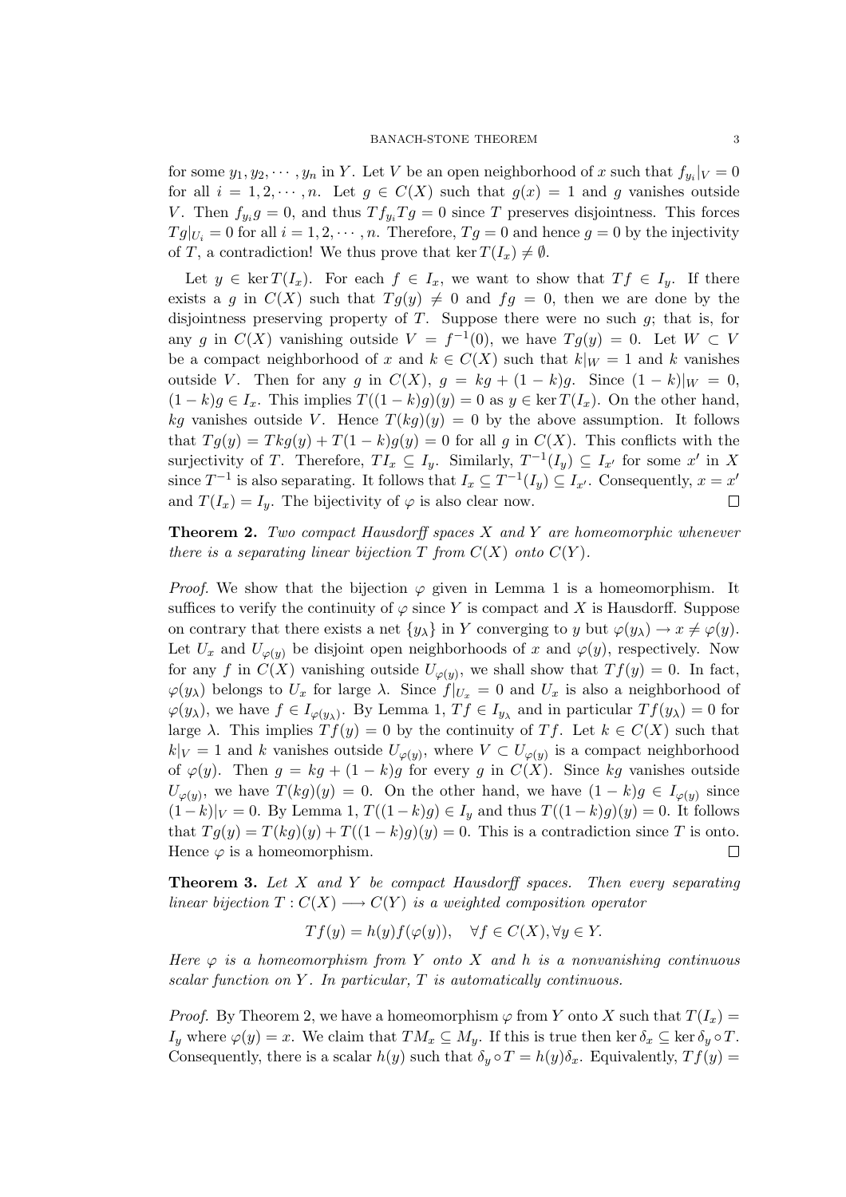for some $y_1, y_2, \cdots, y_n$ in $Y$. Let $V$ be an open neighborhood of $x$ such that $f_{y_i}|_V = 0$ for all $i = 1, 2, \cdots, n$. Let $g \in C(X)$ such that $g(x) = 1$ and $g$ vanishes outside $V$. Then $f_{y_i} g = 0$, and thus $Tf_{y_i} Tg = 0$ since $T$ preserves disjointness. This forces $Tg|_{U_i} = 0$ for all $i = 1, 2, \cdots, n$. Therefore, $Tg = 0$ and hence $g = 0$ by the injectivity of $T$, a contradiction! We thus prove that $\ker T(I_x) \neq \emptyset$.

Let $y \in \ker T(I_x)$. For each $f \in I_x$, we want to show that $Tf \in I_y$. If there exists a $g$ in $C(X)$ such that $Tg(y) \neq 0$ and $fg = 0$, then we are done by the disjointness preserving property of $T$. Suppose there were no such $g$; that is, for any $g$ in $C(X)$ vanishing outside $V = f^{-1}(0)$, we have $Tg(y) = 0$. Let $W \subset V$ be a compact neighborhood of $x$ and $k \in C(X)$ such that $k|_W = 1$ and $k$ vanishes outside $V$. Then for any $g$ in $C(X)$, $g = kg + (1-k)g$. Since $(1-k)|_W = 0$, $(1-k)g \in I_x$. This implies $T((1-k)g)(y) = 0$ as $y \in \ker T(I_x)$. On the other hand, $kg$ vanishes outside $V$. Hence $T(kg)(y) = 0$ by the above assumption. It follows that $Tg(y) = Tkg(y) + T(1-k)g(y) = 0$ for all $g$ in $C(X)$. This conflicts with the surjectivity of $T$. Therefore, $TI_x \subseteq I_y$. Similarly, $T^{-1}(I_y) \subseteq I_{x'}$ for some $x'$ in $X$ since $T^{-1}$ is also separating. It follows that $I_x \subseteq T^{-1}(I_y) \subseteq I_{x'}$. Consequently, $x = x'$ and $T(I_x) = I_y$. The bijectivity of $\varphi$ is also clear now. $\square$

**Theorem 2.** *Two compact Hausdorff spaces $X$ and $Y$ are homeomorphic whenever there is a separating linear bijection $T$ from $C(X)$ onto $C(Y)$.*

*Proof.* We show that the bijection $\varphi$ given in Lemma 1 is a homeomorphism. It suffices to verify the continuity of $\varphi$ since $Y$ is compact and $X$ is Hausdorff. Suppose on contrary that there exists a net $\{y_\lambda\}$ in $Y$ converging to $y$ but $\varphi(y_\lambda) \to x \neq \varphi(y)$. Let $U_x$ and $U_{\varphi(y)}$ be disjoint open neighborhoods of $x$ and $\varphi(y)$, respectively. Now for any $f$ in $C(X)$ vanishing outside $U_{\varphi(y)}$, we shall show that $Tf(y) = 0$. In fact, $\varphi(y_\lambda)$ belongs to $U_x$ for large $\lambda$. Since $f|_{U_x} = 0$ and $U_x$ is also a neighborhood of $\varphi(y_\lambda)$, we have $f \in I_{\varphi(y_\lambda)}$. By Lemma 1, $Tf \in I_{y_\lambda}$ and in particular $Tf(y_\lambda) = 0$ for large $\lambda$. This implies $Tf(y) = 0$ by the continuity of $Tf$. Let $k \in C(X)$ such that $k|_V = 1$ and $k$ vanishes outside $U_{\varphi(y)}$, where $V \subset U_{\varphi(y)}$ is a compact neighborhood of $\varphi(y)$. Then $g = kg + (1-k)g$ for every $g$ in $C(X)$. Since $kg$ vanishes outside $U_{\varphi(y)}$, we have $T(kg)(y) = 0$. On the other hand, we have $(1-k)g \in I_{\varphi(y)}$ since $(1-k)|_V = 0$. By Lemma 1, $T((1-k)g) \in I_y$ and thus $T((1-k)g)(y) = 0$. It follows that $Tg(y) = T(kg)(y) + T((1-k)g)(y) = 0$. This is a contradiction since $T$ is onto. Hence $\varphi$ is a homeomorphism. $\square$

**Theorem 3.** *Let $X$ and $Y$ be compact Hausdorff spaces. Then every separating linear bijection $T : C(X) \longrightarrow C(Y)$ is a weighted composition operator*

$$Tf(y) = h(y)f(\varphi(y)), \quad \forall f \in C(X), \forall y \in Y.$$

*Here $\varphi$ is a homeomorphism from $Y$ onto $X$ and $h$ is a nonvanishing continuous scalar function on $Y$. In particular, $T$ is automatically continuous.*

*Proof.* By Theorem 2, we have a homeomorphism $\varphi$ from $Y$ onto $X$ such that $T(I_x) = I_y$ where $\varphi(y) = x$. We claim that $TM_x \subseteq M_y$. If this is true then $\ker \delta_x \subseteq \ker \delta_y \circ T$. Consequently, there is a scalar $h(y)$ such that $\delta_y \circ T = h(y)\delta_x$. Equivalently, $Tf(y) =$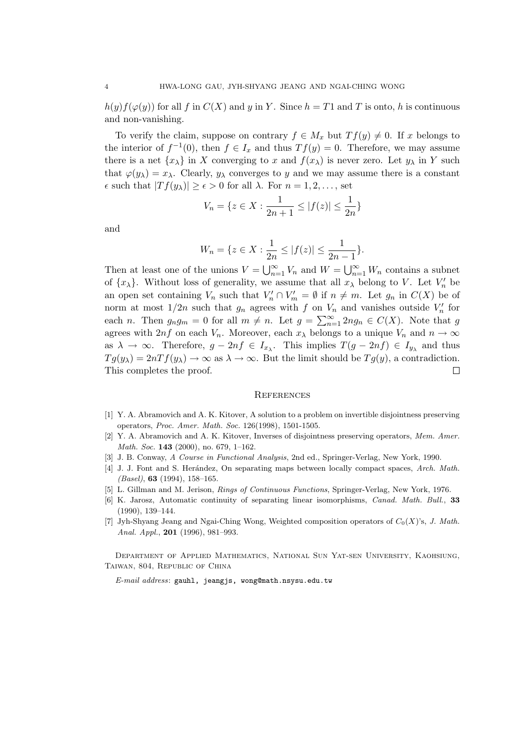$h(y)f(\varphi(y))$ for all $f$ in $C(X)$ and $y$ in $Y$. Since $h = T1$ and $T$ is onto, $h$ is continuous and non-vanishing.

To verify the claim, suppose on contrary $f \in M_x$ but $Tf(y) \neq 0$. If $x$ belongs to the interior of $f^{-1}(0)$, then $f \in I_x$ and thus $Tf(y) = 0$. Therefore, we may assume there is a net $\{x_\lambda\}$ in $X$ converging to $x$ and $f(x_\lambda)$ is never zero. Let $y_\lambda$ in $Y$ such that $\varphi(y_\lambda) = x_\lambda$. Clearly, $y_\lambda$ converges to $y$ and we may assume there is a constant $\epsilon$ such that $|Tf(y_\lambda)| \geq \epsilon > 0$ for all $\lambda$. For $n = 1, 2, \ldots$, set

$$V_n = \{z \in X : \frac{1}{2n+1} \leq |f(z)| \leq \frac{1}{2n}\}$$

and

$$W_n = \{z \in X : \frac{1}{2n} \leq |f(z)| \leq \frac{1}{2n-1}\}.$$

Then at least one of the unions $V = \bigcup_{n=1}^{\infty} V_n$ and $W = \bigcup_{n=1}^{\infty} W_n$ contains a subnet of $\{x_\lambda\}$. Without loss of generality, we assume that all $x_\lambda$ belong to $V$. Let $V_n'$ be an open set containing $V_n$ such that $V_n' \cap V_m' = \emptyset$ if $n \neq m$. Let $g_n$ in $C(X)$ be of norm at most $1/2n$ such that $g_n$ agrees with $f$ on $V_n$ and vanishes outside $V_n'$ for each $n$. Then $g_n g_m = 0$ for all $m \neq n$. Let $g = \sum_{n=1}^{\infty} 2n g_n \in C(X)$. Note that $g$ agrees with $2nf$ on each $V_n$. Moreover, each $x_\lambda$ belongs to a unique $V_n$ and $n \to \infty$ as $\lambda \to \infty$. Therefore, $g - 2nf \in I_{x_\lambda}$. This implies $T(g - 2nf) \in I_{y_\lambda}$ and thus $Tg(y_\lambda) = 2nTf(y_\lambda) \to \infty$ as $\lambda \to \infty$. But the limit should be $Tg(y)$, a contradiction. This completes the proof. □

## References

[1] Y. A. Abramovich and A. K. Kitover, A solution to a problem on invertible disjointness preserving operators, *Proc. Amer. Math. Soc.* 126(1998), 1501-1505.

[2] Y. A. Abramovich and A. K. Kitover, Inverses of disjointness preserving operators, *Mem. Amer. Math. Soc.* **143** (2000), no. 679, 1–162.

[3] J. B. Conway, *A Course in Functional Analysis*, 2nd ed., Springer-Verlag, New York, 1990.

[4] J. J. Font and S. Herández, On separating maps between locally compact spaces, *Arch. Math. (Basel)*, **63** (1994), 158–165.

[5] L. Gillman and M. Jerison, *Rings of Continuous Functions*, Springer-Verlag, New York, 1976.

[6] K. Jarosz, Automatic continuity of separating linear isomorphisms, *Canad. Math. Bull.*, **33** (1990), 139–144.

[7] Jyh-Shyang Jeang and Ngai-Ching Wong, Weighted composition operators of $C_0(X)$'s, *J. Math. Anal. Appl.*, **201** (1996), 981–993.

Department of Applied Mathematics, National Sun Yat-sen University, Kaohsiung, Taiwan, 804, Republic of China

*E-mail address*: gauhl, jeangjs, wong@math.nsysu.edu.tw